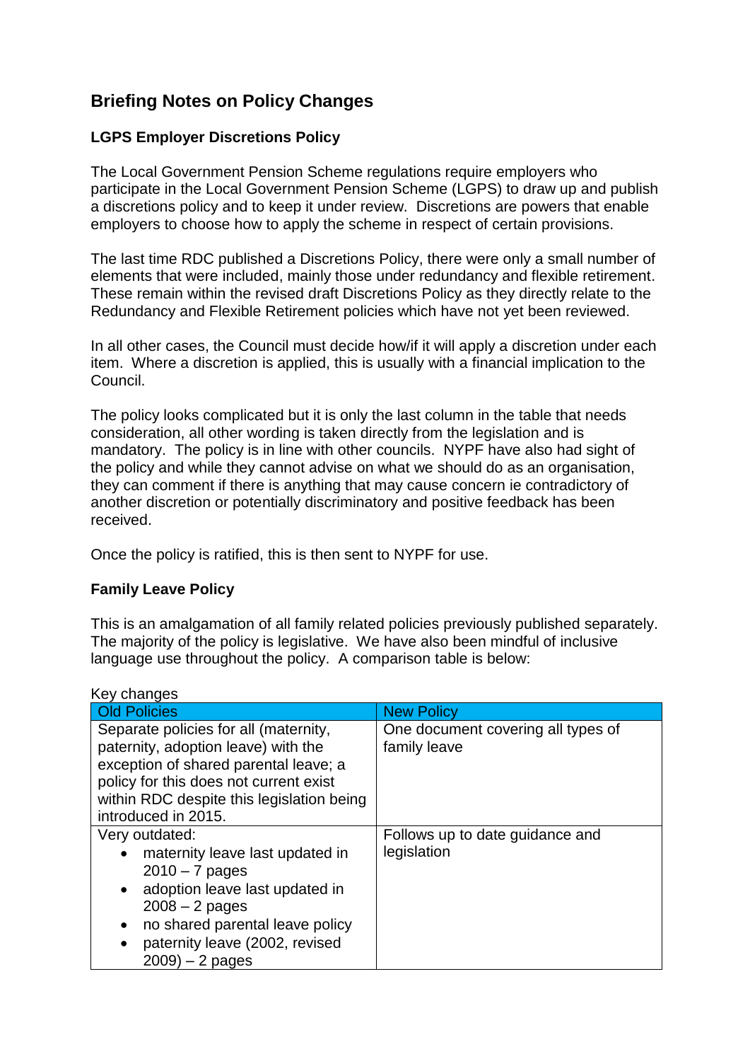## Briefing Notes on Policy Changes

### LGPS Employer Discretions Policy

The Local Government Pension Scheme regulations require employers who participate in the Local Government Pension Scheme (LGPS) to draw up and publish a discretions policy and to keep it under review. Discretions are powers that enable employers to choose how to apply the scheme in respect of certain provisions.

The last time RDC published a Discretions Policy, there were only a small number of elements that were included, mainly those under redundancy and flexible retirement. These remain within the revised draft Discretions Policy as they directly relate to the Redundancy and Flexible Retirement policies which have not yet been reviewed.

In all other cases, the Council must decide how/if it will apply a discretion under each item. Where a discretion is applied, this is usually with a financial implication to the Council.

The policy looks complicated but it is only the last column in the table that needs consideration, all other wording is taken directly from the legislation and is mandatory. The policy is in line with other councils. NYPF have also had sight of the policy and while they cannot advise on what we should do as an organisation, they can comment if there is anything that may cause concern ie contradictory of another discretion or potentially discriminatory and positive feedback has been received.

Once the policy is ratified, this is then sent to NYPF for use.

### Family Leave Policy

This is an amalgamation of all family related policies previously published separately. The majority of the policy is legislative. We have also been mindful of inclusive language use throughout the policy. A comparison table is below:

Key changes

| Old Policies | New Policy |
|---|---|
| Separate policies for all (maternity, paternity, adoption leave) with the exception of shared parental leave; a policy for this does not current exist within RDC despite this legislation being introduced in 2015. | One document covering all types of family leave |
| Very outdated:<br>• maternity leave last updated in 2010 – 7 pages<br>• adoption leave last updated in 2008 – 2 pages<br>• no shared parental leave policy<br>• paternity leave (2002, revised 2009) – 2 pages | Follows up to date guidance and legislation |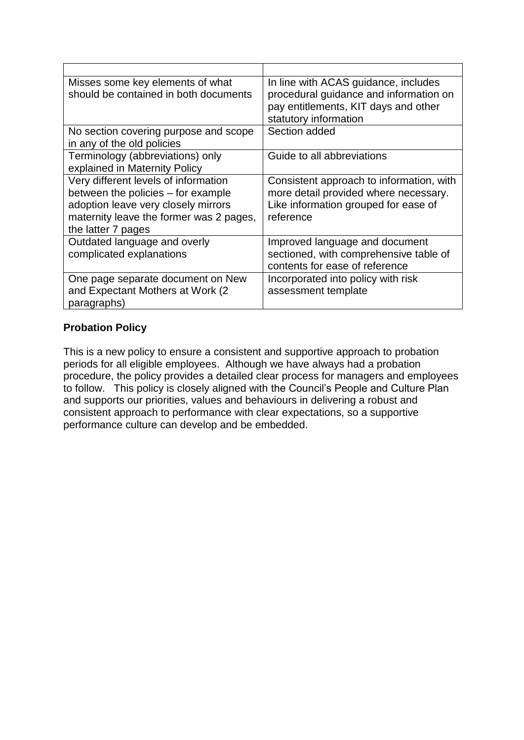| | |
|---|---|
| Misses some key elements of what should be contained in both documents | In line with ACAS guidance, includes procedural guidance and information on pay entitlements, KIT days and other statutory information |
| No section covering purpose and scope in any of the old policies | Section added |
| Terminology (abbreviations) only explained in Maternity Policy | Guide to all abbreviations |
| Very different levels of information between the policies – for example adoption leave very closely mirrors maternity leave the former was 2 pages, the latter 7 pages | Consistent approach to information, with more detail provided where necessary. Like information grouped for ease of reference |
| Outdated language and overly complicated explanations | Improved language and document sectioned, with comprehensive table of contents for ease of reference |
| One page separate document on New and Expectant Mothers at Work (2 paragraphs) | Incorporated into policy with risk assessment template |

**Probation Policy**

This is a new policy to ensure a consistent and supportive approach to probation periods for all eligible employees. Although we have always had a probation procedure, the policy provides a detailed clear process for managers and employees to follow. This policy is closely aligned with the Council's People and Culture Plan and supports our priorities, values and behaviours in delivering a robust and consistent approach to performance with clear expectations, so a supportive performance culture can develop and be embedded.